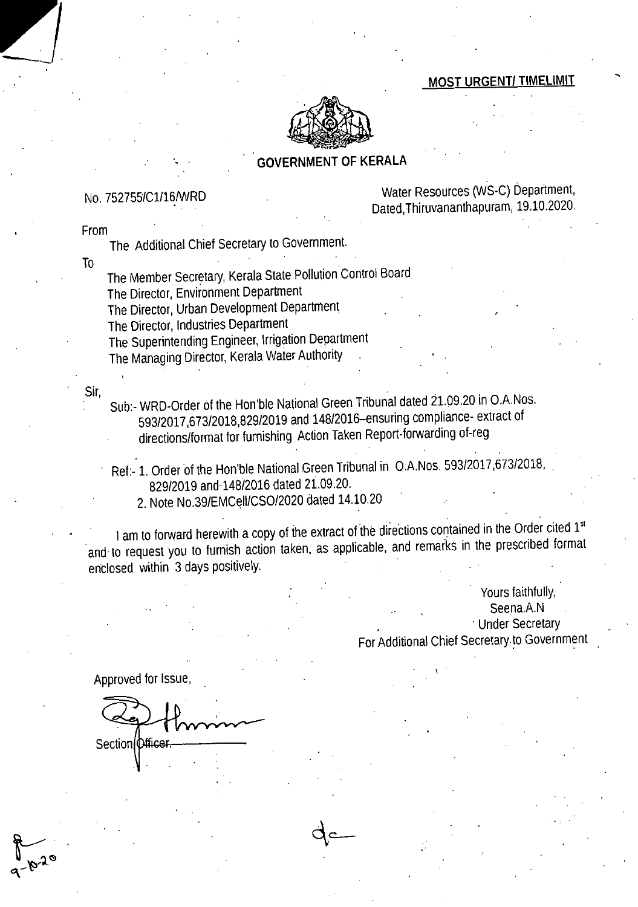**MOST URGENT/ TIMELIMIT**

## GOVERNMENT OF KERALA

No. 752755/C1/16/WRD

Water Resources (WS-C) Department,
Dated,Thiruvananthapuram, 19.10.2020.

From

The Additional Chief Secretary to Government.

To

The Member Secretary, Kerala State Pollution Control Board
The Director, Environment Department
The Director, Urban Development Department
The Director, Industries Department
The Superintending Engineer, Irrigation Department
The Managing Director, Kerala Water Authority

Sir,

Sub:- WRD-Order of the Hon'ble National Green Tribunal dated 21.09.20 in O.A.Nos. 593/2017,673/2018,829/2019 and 148/2016–ensuring compliance- extract of directions/format for furnishing Action Taken Report-forwarding of-reg

Ref:- 1. Order of the Hon'ble National Green Tribunal in O.A.Nos. 593/2017,673/2018, 829/2019 and 148/2016 dated 21.09.20.
2. Note No.39/EMCell/CSO/2020 dated 14.10.20

I am to forward herewith a copy of the extract of the directions contained in the Order cited 1st and to request you to furnish action taken, as applicable, and remarks in the prescribed format enclosed within 3 days positively.

Yours faithfully,
Seena.A.N
Under Secretary
For Additional Chief Secretary to Government

Approved for Issue,

Section Officer.

9-10-20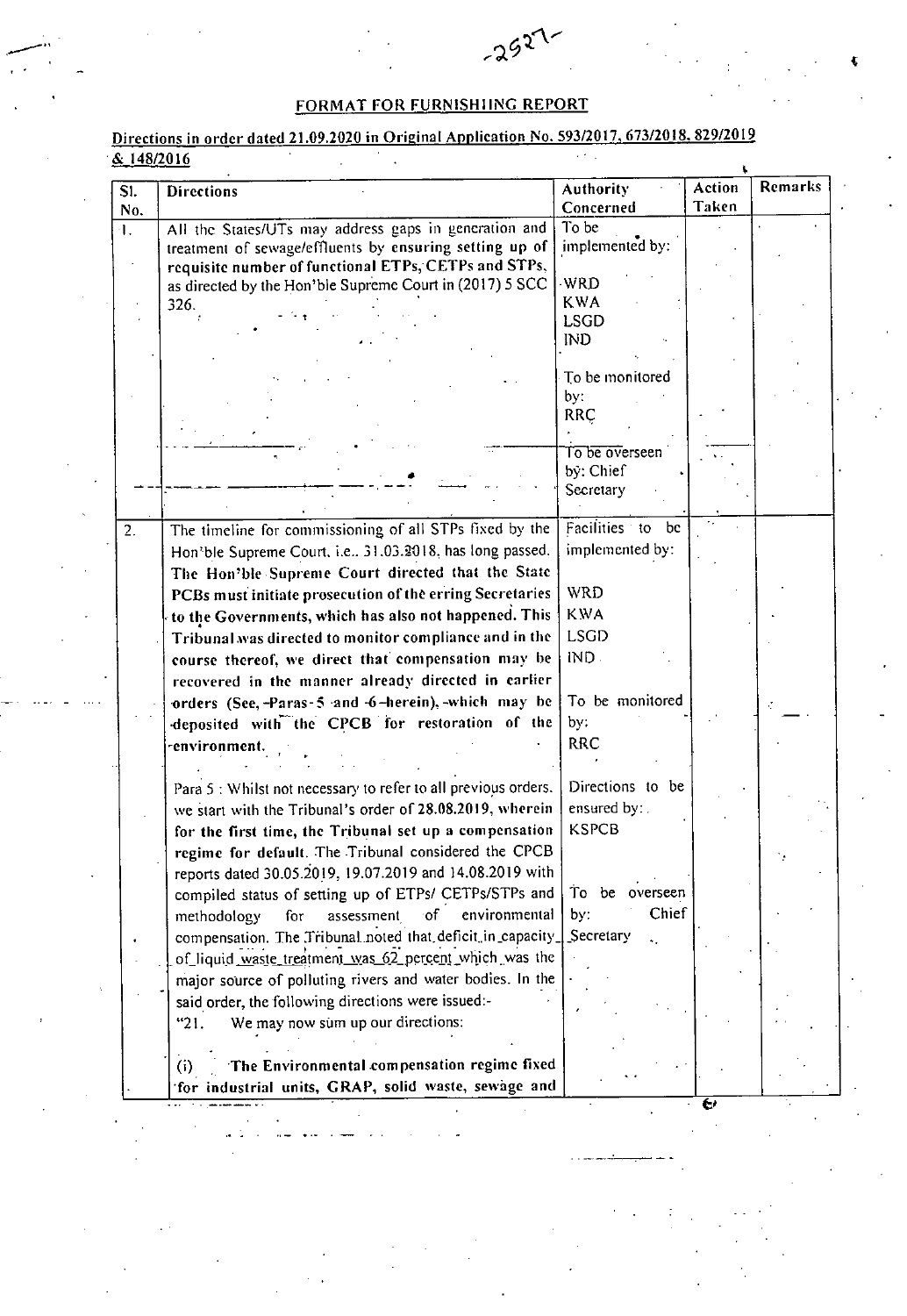## FORMAT FOR FURNISHING REPORT

Directions in order dated 21.09.2020 in Original Application No. 593/2017, 673/2018, 829/2019 & 148/2016

| Sl. No. | Directions | Authority Concerned | Action Taken | Remarks |
|---|---|---|---|---|
| 1. | All the States/UTs may address gaps in generation and treatment of sewage/effluents by ensuring setting up of requisite number of functional ETPs, CETPs and STPs, as directed by the Hon'ble Supreme Court in (2017) 5 SCC 326. | To be implemented by:<br>WRD<br>KWA<br>LSGD<br>IND<br><br>To be monitored by:<br>RRC<br><br>To be overseen by: Chief Secretary | | |
| 2. | **The timeline for commissioning of all STPs fixed by the Hon'ble Supreme Court, i.e.. 31.03.2018, has long passed. The Hon'ble Supreme Court directed that the State PCBs must initiate prosecution of the erring Secretaries to the Governments, which has also not happened. This Tribunal was directed to monitor compliance and in the course thereof, we direct that compensation may be recovered in the manner already directed in earlier orders (See, Paras 5 and 6 herein), which may be deposited with the CPCB for restoration of the environment.**<br><br>Para 5 : Whilst not necessary to refer to all previous orders, we start with the Tribunal's order of 28.08.2019, wherein **for the first time, the Tribunal set up a compensation regime for default.** The Tribunal considered the CPCB reports dated 30.05.2019, 19.07.2019 and 14.08.2019 with compiled status of setting up of ETPs/ CETPs/STPs and methodology for assessment of environmental compensation. The Tribunal noted that deficit in capacity of liquid waste treatment was 62 percent which was the major source of polluting rivers and water bodies. In the said order, the following directions were issued:-<br>"21. We may now sum up our directions:<br><br>(i) **The Environmental compensation regime fixed for industrial units, GRAP, solid waste, sewage and** | Facilities to be implemented by:<br><br>WRD<br>KWA<br>LSGD<br>IND<br><br>To be monitored by:<br>RRC<br><br>Directions to be ensured by:<br>KSPCB<br><br>To be overseen by: Chief Secretary | | |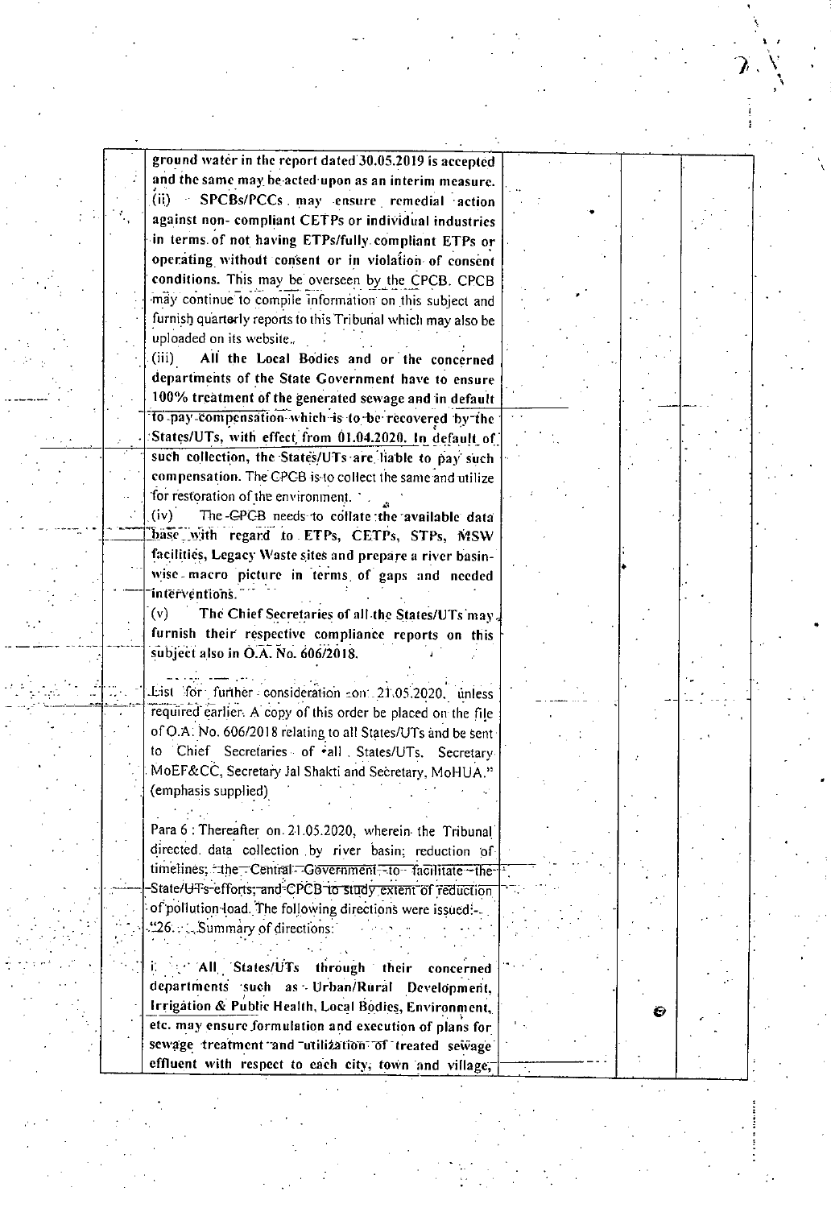ground water in the report dated 30.05.2019 is accepted and the same may be acted upon as an interim measure.

(ii) SPCBs/PCCs may ensure remedial action against non- compliant CETPs or individual industries in terms of not having ETPs/fully compliant ETPs or operating without consent or in violation of consent conditions. This may be overseen by the CPCB. CPCB may continue to compile information on this subject and furnish quarterly reports to this Tribunal which may also be uploaded on its website.

(iii) All the Local Bodies and or the concerned departments of the State Government have to ensure 100% treatment of the generated sewage and in default to pay compensation which is to be recovered by the States/UTs, with effect from 01.04.2020. In default of such collection, the States/UTs are liable to pay such compensation. The CPCB is to collect the same and utilize for restoration of the environment.

(iv) The CPCB needs to collate the available data base with regard to ETPs, CETPs, STPs, MSW facilities, Legacy Waste sites and prepare a river basin-wise macro picture in terms of gaps and needed interventions.

(v) The Chief Secretaries of all the States/UTs may furnish their respective compliance reports on this subject also in O.A. No. 606/2018.

List for further consideration on 21.05.2020, unless required earlier. A copy of this order be placed on the file of O.A. No. 606/2018 relating to all States/UTs and be sent to Chief Secretaries of all States/UTs, Secretary MoEF&CC, Secretary Jal Shakti and Secretary, MoHUA." (emphasis supplied)

Para 6 : Thereafter on 21.05.2020, wherein the Tribunal directed data collection by river basin; reduction of timelines; the Central Government to facilitate the State/UTs efforts; and CPCB to study extent of reduction of pollution load. The following directions were issued:-

"26. Summary of directions:

i. All States/UTs through their concerned departments such as Urban/Rural Development, Irrigation & Public Health, Local Bodies, Environment, etc. may ensure formulation and execution of plans for sewage treatment and utilization of treated sewage effluent with respect to each city, town and village,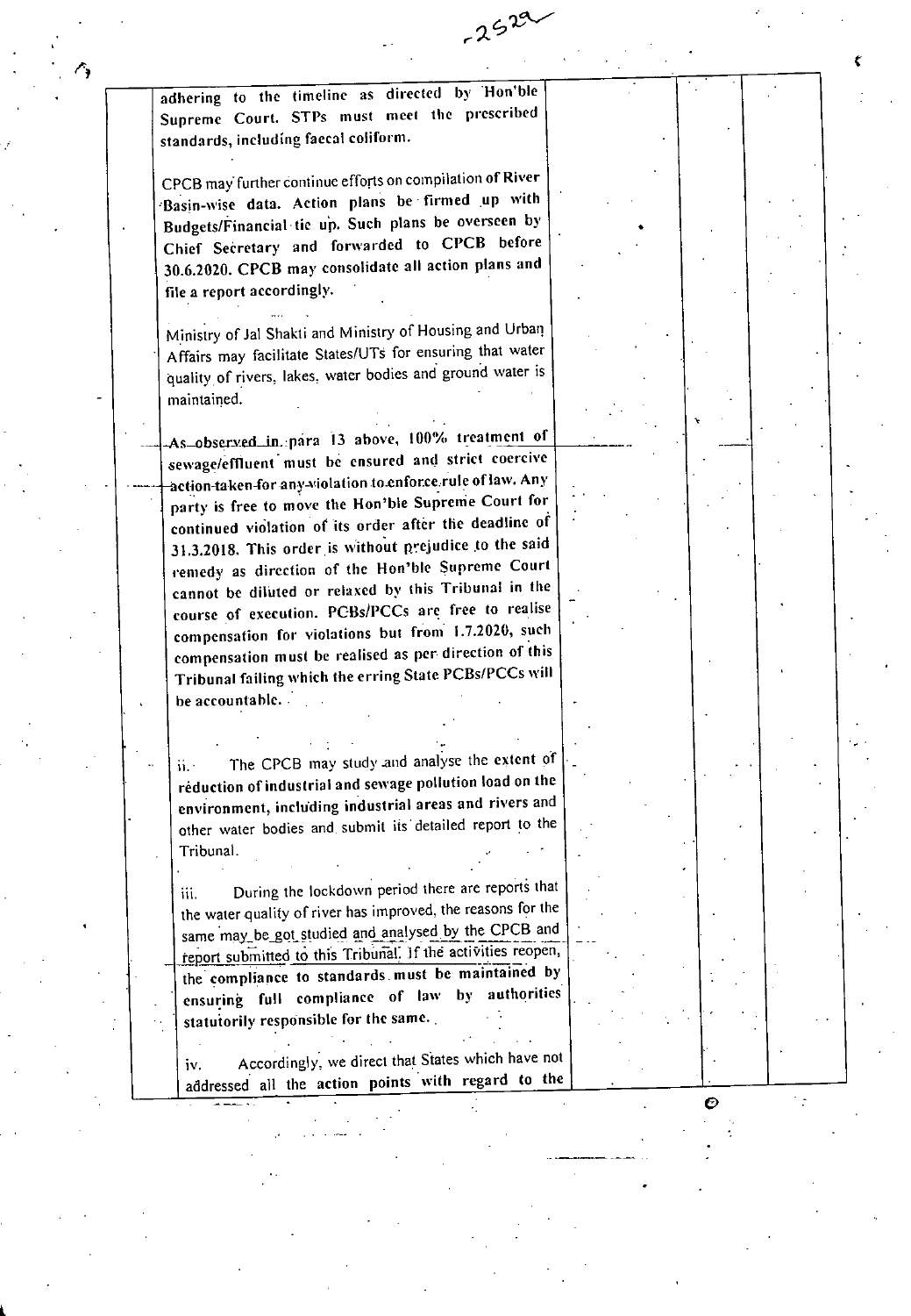adhering to the timeline as directed by Hon'ble Supreme Court. STPs must meet the prescribed standards, including faecal coliform.

CPCB may further continue efforts on compilation of River Basin-wise data. Action plans be firmed up with Budgets/Financial tie up. Such plans be overseen by Chief Secretary and forwarded to CPCB before 30.6.2020. CPCB may consolidate all action plans and file a report accordingly.

Ministry of Jal Shakti and Ministry of Housing and Urban Affairs may facilitate States/UTs for ensuring that water quality of rivers, lakes, water bodies and ground water is maintained.

As observed in para 13 above, 100% treatment of sewage/effluent must be ensured and strict coercive action taken for any violation to enforce rule of law. Any party is free to move the Hon'ble Supreme Court for continued violation of its order after the deadline of 31.3.2018. This order is without prejudice to the said remedy as direction of the Hon'ble Supreme Court cannot be diluted or relaxed by this Tribunal in the course of execution. PCBs/PCCs are free to realise compensation for violations but from 1.7.2020, such compensation must be realised as per direction of this Tribunal failing which the erring State PCBs/PCCs will be accountable.

ii. The CPCB may study and analyse the extent of reduction of industrial and sewage pollution load on the environment, including industrial areas and rivers and other water bodies and submit its detailed report to the Tribunal.

iii. During the lockdown period there are reports that the water quality of river has improved, the reasons for the same may be got studied and analysed by the CPCB and report submitted to this Tribunal. If the activities reopen, the compliance to standards must be maintained by ensuring full compliance of law by authorities statutorily responsible for the same.

iv. Accordingly, we direct that States which have not addressed all the action points with regard to the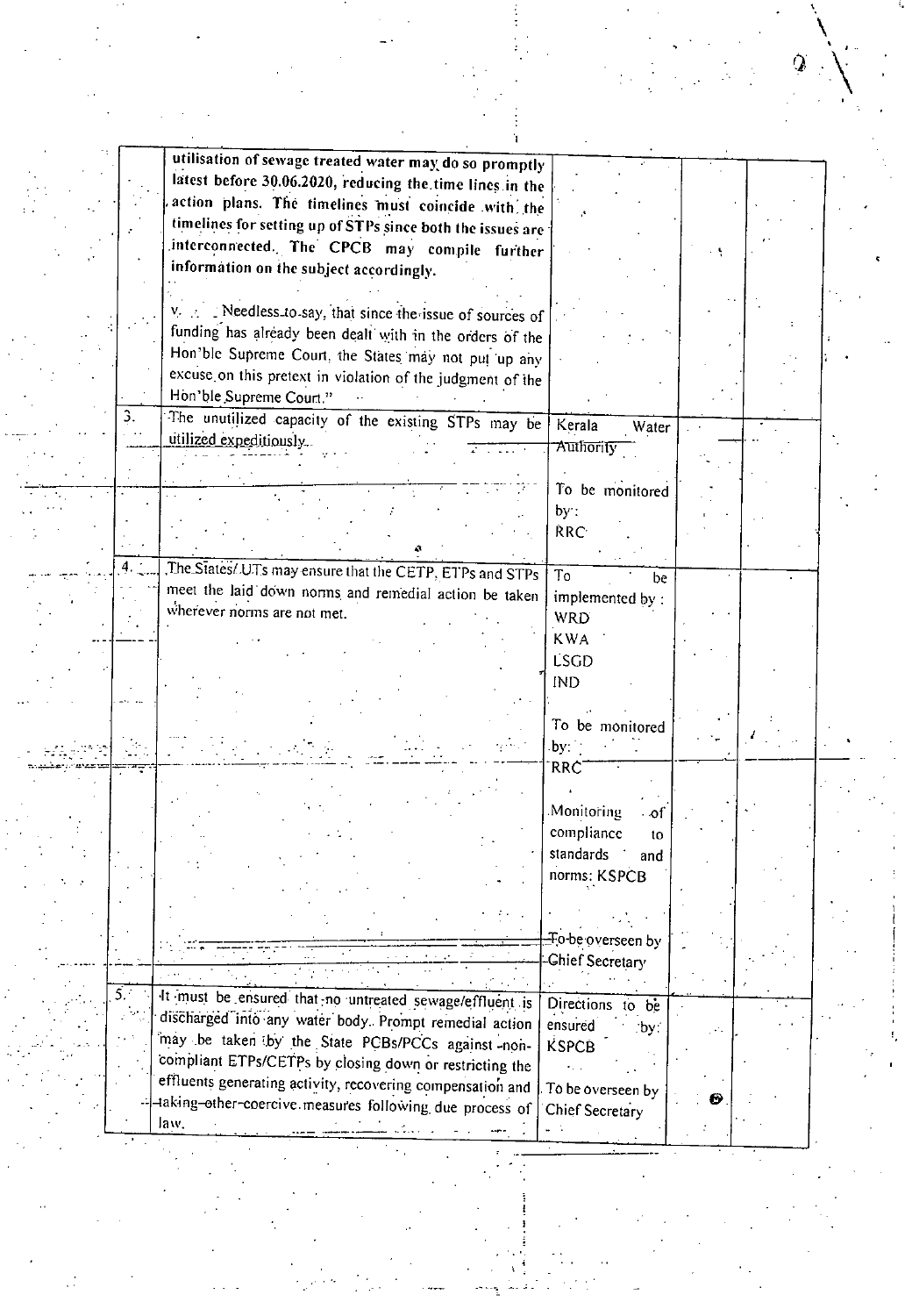| | | | | |
|---|---|---|---|---|
| | **utilisation of sewage treated water may do so promptly latest before 30.06.2020, reducing the time lines in the action plans. The timelines must coincide with the timelines for setting up of STPs since both the issues are interconnected. The CPCB may compile further information on the subject accordingly.**<br><br>v. Needless to say, that since the issue of sources of funding has already been dealt with in the orders of the Hon'ble Supreme Court, the States may not put up any excuse on this pretext in violation of the judgment of the Hon'ble Supreme Court." | | | |
| 3. | The unutilized capacity of the existing STPs may be utilized expeditiously. | Kerala Water Authority<br><br>To be monitored by:<br>RRC | | |
| 4. | The States/UTs may ensure that the CETP, ETPs and STPs meet the laid down norms and remedial action be taken wherever norms are not met. | To be implemented by:<br>WRD<br>KWA<br>LSGD<br>IND<br><br>To be monitored by:<br>RRC<br><br>Monitoring of compliance to standards and norms: KSPCB<br><br>To be overseen by Chief Secretary | | |
| 5. | It must be ensured that no untreated sewage/effluent is discharged into any water body. Prompt remedial action may be taken by the State PCBs/PCCs against non-compliant ETPs/CETPs by closing down or restricting the effluents generating activity, recovering compensation and taking other coercive measures following due process of law. | Directions to be ensured by: KSPCB<br><br>To be overseen by Chief Secretary | | |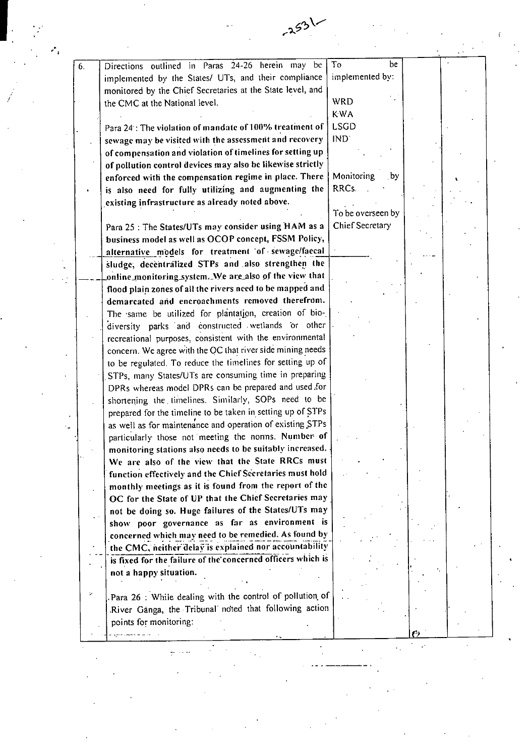| | | | | |
|---|---|---|---|---|
| 6. | Directions outlined in Paras 24-26 herein may be implemented by the States/ UTs, and their compliance monitored by the Chief Secretaries at the State level, and the CMC at the National level.<br><br>**Para 24 : The violation of mandate of 100% treatment of sewage may be visited with the assessment and recovery of compensation and violation of timelines for setting up of pollution control devices may also be likewise strictly enforced with the compensation regime in place. There is also need for fully utilizing and augmenting the existing infrastructure as already noted above.**<br><br>**Para 25 : The States/UTs may consider using HAM as a business model as well as OCOP concept, FSSM Policy, alternative models for treatment of sewage/faecal sludge, decentralized STPs and also strengthen the online monitoring system. We are also of the view that flood plain zones of all the rivers need to be mapped and demarcated and encroachments removed therefrom.** The same be utilized for plantation, creation of bio-diversity parks and constructed wetlands or other recreational purposes, consistent with the environmental concern. We agree with the OC that river side mining needs to be regulated. To reduce the timelines for setting up of STPs, many States/UTs are consuming time in preparing DPRs whereas model DPRs can be prepared and used for shortening the timelines. Similarly, SOPs need to be prepared for the timeline to be taken in setting up of STPs as well as for maintenance and operation of existing STPs particularly those not meeting the norms. **Number of monitoring stations also needs to be suitably increased. We are also of the view that the State RRCs must function effectively and the Chief Secretaries must hold monthly meetings as it is found from the report of the OC for the State of UP that the Chief Secretaries may not be doing so. Huge failures of the States/UTs may show poor governance as far as environment is concerned which may need to be remedied. As found by the CMC, neither delay is explained nor accountability is fixed for the failure of the concerned officers which is not a happy situation.**<br><br>Para 26 : While dealing with the control of pollution of River Ganga, the Tribunal noted that following action points for monitoring: | To be implemented by:<br><br>WRD<br>KWA<br>LSGD<br>IND<br><br>Monitoring by RRCs.<br><br>To be overseen by Chief Secretary | | |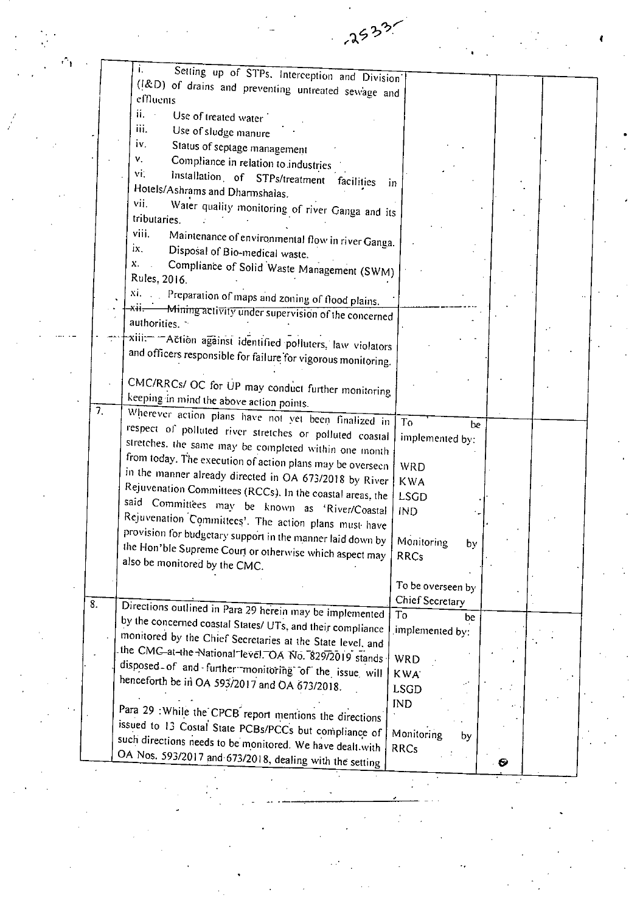2533

| | | | | |
|---|---|---|---|---|
| | i. Setting up of STPs, Interception and Division (I&D) of drains and preventing untreated sewage and effluents<br>ii. Use of treated water<br>iii. Use of sludge manure<br>iv. Status of septage management<br>v. Compliance in relation to industries<br>vi. Installation of STPs/treatment facilities in Hotels/Ashrams and Dharmshalas.<br>vii. Water quality monitoring of river Ganga and its tributaries.<br>viii. Maintenance of environmental flow in river Ganga.<br>ix. Disposal of Bio-medical waste.<br>x. Compliance of Solid Waste Management (SWM) Rules, 2016.<br>xi. Preparation of maps and zoning of flood plains.<br>xii. Mining activity under supervision of the concerned authorities.<br>xiii. Action against identified polluters, law violators and officers responsible for failure for vigorous monitoring.<br><br>CMC/RRCs/ OC for UP may conduct further monitoring keeping in mind the above action points. | | | |
| 7. | Wherever action plans have not yet been finalized in respect of polluted river stretches or polluted coastal stretches, the same may be completed within one month from today. The execution of action plans may be overseen in the manner already directed in OA 673/2018 by River Rejuvenation Committees (RCCs). In the coastal areas, the said Committees may be known as 'River/Coastal Rejuvenation Committees'. The action plans must have provision for budgetary support in the manner laid down by the Hon'ble Supreme Court or otherwise which aspect may also be monitored by the CMC. | To be implemented by:<br><br>WRD<br>KWA<br>LSGD<br>IND<br><br>Monitoring by RRCs<br><br>To be overseen by Chief Secretary | | |
| 8. | Directions outlined in Para 29 herein may be implemented by the concerned coastal States/ UTs, and their compliance monitored by the Chief Secretaries at the State level, and the CMC at the National level. OA No. 829/2019 stands disposed of and further monitoring of the issue will henceforth be in OA 593/2017 and OA 673/2018.<br><br>Para 29 : While the CPCB report mentions the directions issued to 13 Costal State PCBs/PCCs but compliance of such directions needs to be monitored. We have dealt with OA Nos. 593/2017 and 673/2018, dealing with the setting | To be implemented by:<br><br>WRD<br>KWA<br>LSGD<br>IND<br><br>Monitoring by RRCs | | |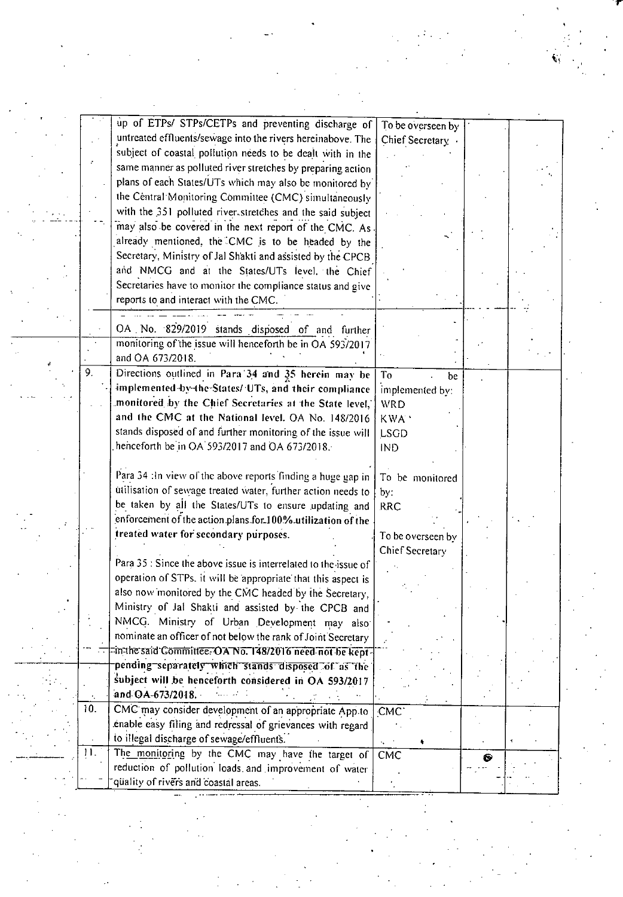| | | | | |
|---|---|---|---|---|
| | up of ETPs/ STPs/CETPs and preventing discharge of untreated effluents/sewage into the rivers hereinabove. The subject of coastal pollution needs to be dealt with in the same manner as polluted river stretches by preparing action plans of each States/UTs which may also be monitored by the Central Monitoring Committee (CMC) simultaneously with the 351 polluted river stretches and the said subject may also be covered in the next report of the CMC. As already mentioned, the CMC is to be headed by the Secretary, Ministry of Jal Shakti and assisted by the CPCB and NMCG and at the States/UTs level, the Chief Secretaries have to monitor the compliance status and give reports to and interact with the CMC. | To be overseen by Chief Secretary | | |
| | OA No. 829/2019 stands disposed of and further monitoring of the issue will henceforth be in OA 593/2017 and OA 673/2018. | | | |
| 9. | Directions outlined in Para 34 and 35 herein may be implemented by the States/ UTs, and their compliance monitored by the Chief Secretaries at the State level, and the CMC at the National level. OA No. 148/2016 stands disposed of and further monitoring of the issue will henceforth be in OA 593/2017 and OA 673/2018.<br><br>Para 34 : In view of the above reports finding a huge gap in utilisation of sewage treated water, further action needs to be taken by all the States/UTs to ensure updating and enforcement of the action plans for 100% utilization of the treated water for secondary purposes.<br><br>Para 35 : Since the above issue is interrelated to the issue of operation of STPs, it will be appropriate that this aspect is also now monitored by the CMC headed by the Secretary, Ministry of Jal Shakti and assisted by the CPCB and NMCG. Ministry of Urban Development may also nominate an officer of not below the rank of Joint Secretary in the said Committee. OA No. 148/2016 need not be kept pending separately which stands disposed of as the subject will be henceforth considered in OA 593/2017 and OA 673/2018. | To be implemented by:<br>WRD<br>KWA<br>LSGD<br>IND<br><br>To be monitored by:<br>RRC<br><br>To be overseen by Chief Secretary | | |
| 10. | CMC may consider development of an appropriate App to enable easy filing and redressal of grievances with regard to illegal discharge of sewage/effluents. | CMC | | |
| 11. | The monitoring by the CMC may have the target of reduction of pollution loads and improvement of water quality of rivers and coastal areas. | CMC | | |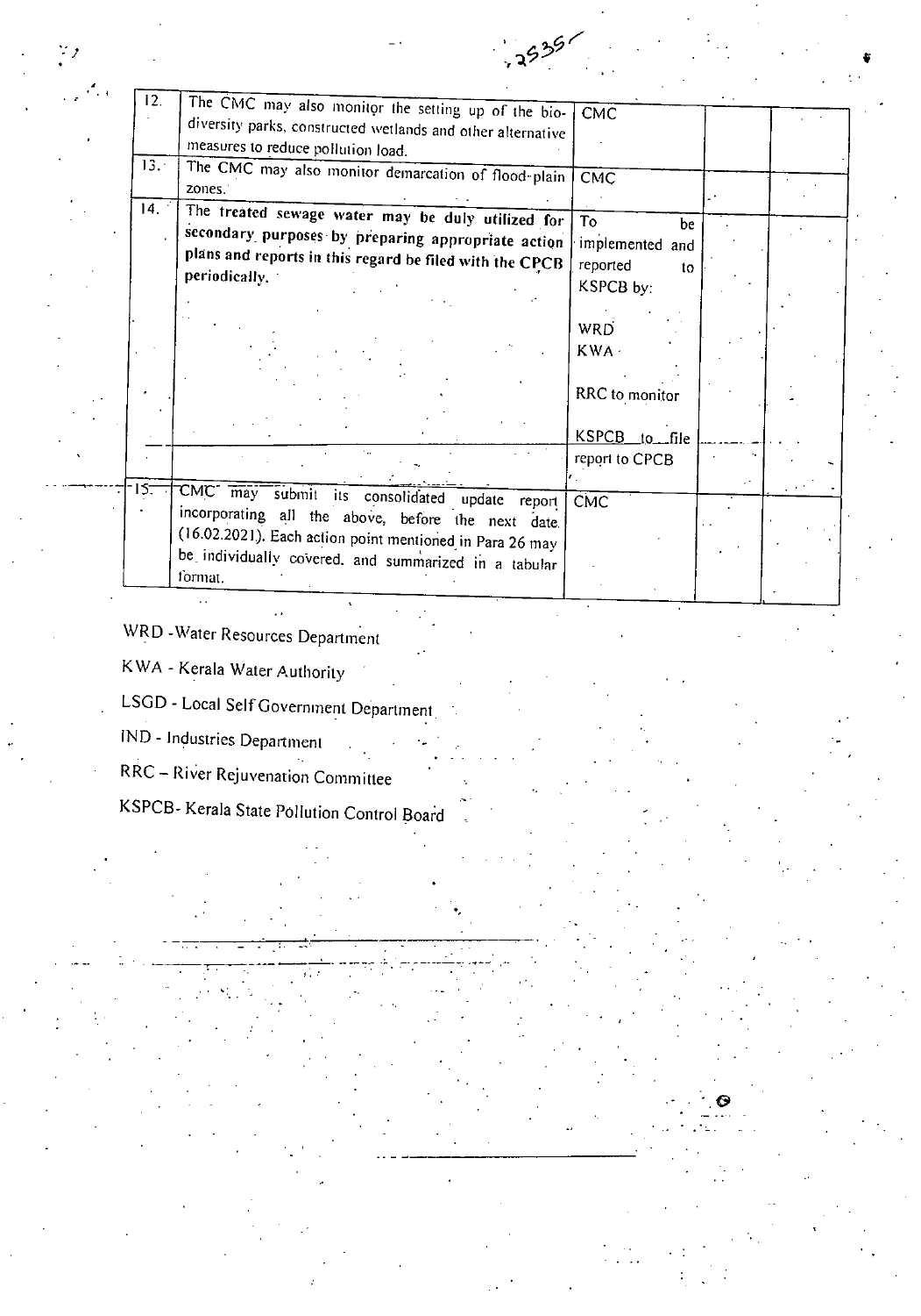| | | | | |
|---|---|---|---|---|
| 12. | The CMC may also monitor the setting up of the bio-diversity parks, constructed wetlands and other alternative measures to reduce pollution load. | CMC | | |
| 13. | The CMC may also monitor demarcation of flood-plain zones. | CMC | | |
| 14. | **The treated sewage water may be duly utilized for secondary purposes by preparing appropriate action plans and reports in this regard be filed with the CPCB periodically.** | To be implemented and reported to KSPCB by:<br><br>WRD<br>KWA<br><br>RRC to monitor<br><br>KSPCB to file report to CPCB | | |
| 15. | CMC may submit its consolidated update report incorporating all the above, before the next date (16.02.2021). Each action point mentioned in Para 26 may be individually covered, and summarized in a tabular format. | CMC | | |

WRD - Water Resources Department

KWA - Kerala Water Authority

LSGD - Local Self Government Department

IND - Industries Department

RRC – River Rejuvenation Committee

KSPCB - Kerala State Pollution Control Board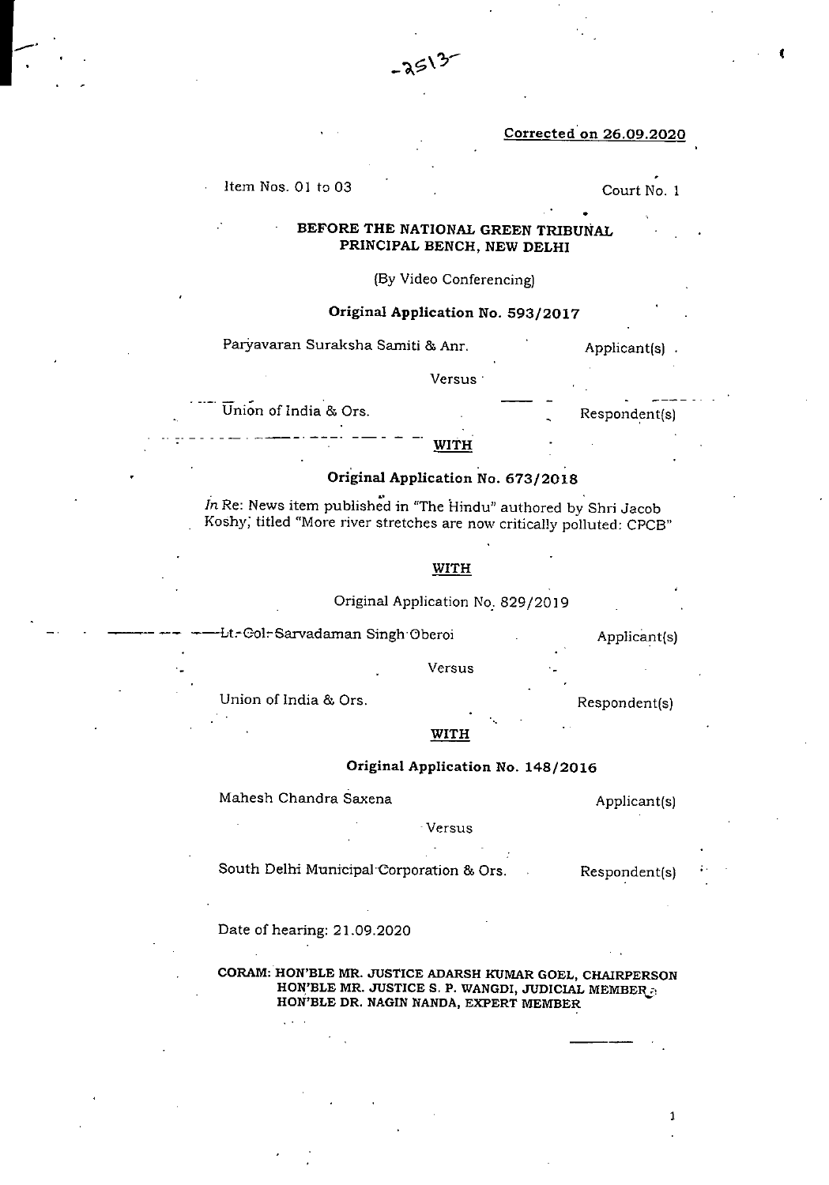-2513-

**Corrected on 26.09.2020**

Item Nos. 01 to 03 Court No. 1

## BEFORE THE NATIONAL GREEN TRIBUNAL PRINCIPAL BENCH, NEW DELHI

(By Video Conferencing)

**Original Application No. 593/2017**

Paryavaran Suraksha Samiti & Anr. Applicant(s)

Versus

Union of India & Ors. Respondent(s)

**WITH**

**Original Application No. 673/2018**

*In* Re: News item published in "The Hindu" authored by Shri Jacob Koshy, titled "More river stretches are now critically polluted: CPCB"

**WITH**

Original Application No. 829/2019

Lt. Col. Sarvadaman Singh Oberoi Applicant(s)

Versus

Union of India & Ors. Respondent(s)

**WITH**

**Original Application No. 148/2016**

Mahesh Chandra Saxena Applicant(s)

Versus

South Delhi Municipal Corporation & Ors. Respondent(s)

Date of hearing: 21.09.2020

**CORAM: HON'BLE MR. JUSTICE ADARSH KUMAR GOEL, CHAIRPERSON**
**HON'BLE MR. JUSTICE S. P. WANGDI, JUDICIAL MEMBER**
**HON'BLE DR. NAGIN NANDA, EXPERT MEMBER**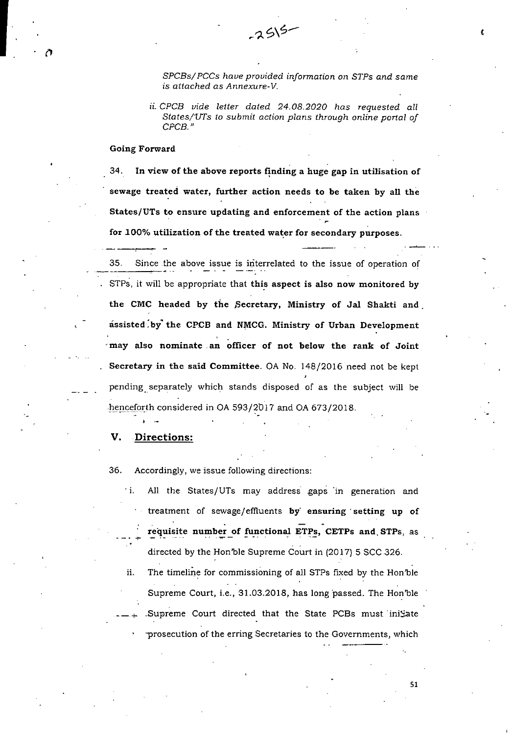*SPCBs/PCCs have provided information on STPs and same is attached as Annexure-V.*

*ii. CPCB vide letter dated 24.08.2020 has requested all States/UTs to submit action plans through online portal of CPCB."*

**Going Forward**

34. **In view of the above reports finding a huge gap in utilisation of sewage treated water, further action needs to be taken by all the States/UTs to ensure updating and enforcement of the action plans for 100% utilization of the treated water for secondary purposes.**

35. Since the above issue is interrelated to the issue of operation of STPs, it will be appropriate that **this aspect is also now monitored by the CMC headed by the Secretary, Ministry of Jal Shakti and assisted by the CPCB and NMCG. Ministry of Urban Development may also nominate an officer of not below the rank of Joint Secretary in the said Committee.** OA No. 148/2016 need not be kept pending separately which stands disposed of as the subject will be henceforth considered in OA 593/2017 and OA 673/2018.

## V. Directions:

36. Accordingly, we issue following directions:

i. All the States/UTs may address gaps in generation and treatment of sewage/effluents **by ensuring setting up of requisite number of functional ETPs, CETPs and STPs**, as directed by the Hon'ble Supreme Court in (2017) 5 SCC 326.

ii. The timeline for commissioning of all STPs fixed by the Hon'ble Supreme Court, i.e., 31.03.2018, has long passed. The Hon'ble Supreme Court directed that the State PCBs must initiate prosecution of the erring Secretaries to the Governments, which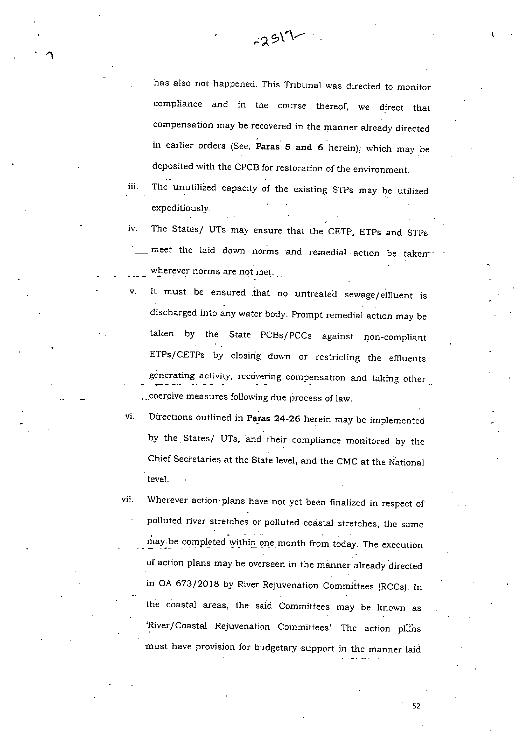has also not happened. This Tribunal was directed to monitor compliance and in the course thereof, we direct that compensation may be recovered in the manner already directed in earlier orders (See, **Paras 5 and 6** herein); which may be deposited with the CPCB for restoration of the environment.

iii. The unutilized capacity of the existing STPs may be utilized expeditiously.

iv. The States/ UTs may ensure that the CETP, ETPs and STPs meet the laid down norms and remedial action be taken wherever norms are not met.

v. It must be ensured that no untreated sewage/effluent is discharged into any water body. Prompt remedial action may be taken by the State PCBs/PCCs against non-compliant ETPs/CETPs by closing down or restricting the effluents generating activity, recovering compensation and taking other coercive measures following due process of law.

vi. Directions outlined in **Paras 24-26** herein may be implemented by the States/ UTs, and their compliance monitored by the Chief Secretaries at the State level, and the CMC at the National level.

vii. Wherever action plans have not yet been finalized in respect of polluted river stretches or polluted coastal stretches, the same may be completed within one month from today. The execution of action plans may be overseen in the manner already directed in OA 673/2018 by River Rejuvenation Committees (RCCs). In the coastal areas, the said Committees may be known as 'River/Coastal Rejuvenation Committees'. The action plans must have provision for budgetary support in the manner laid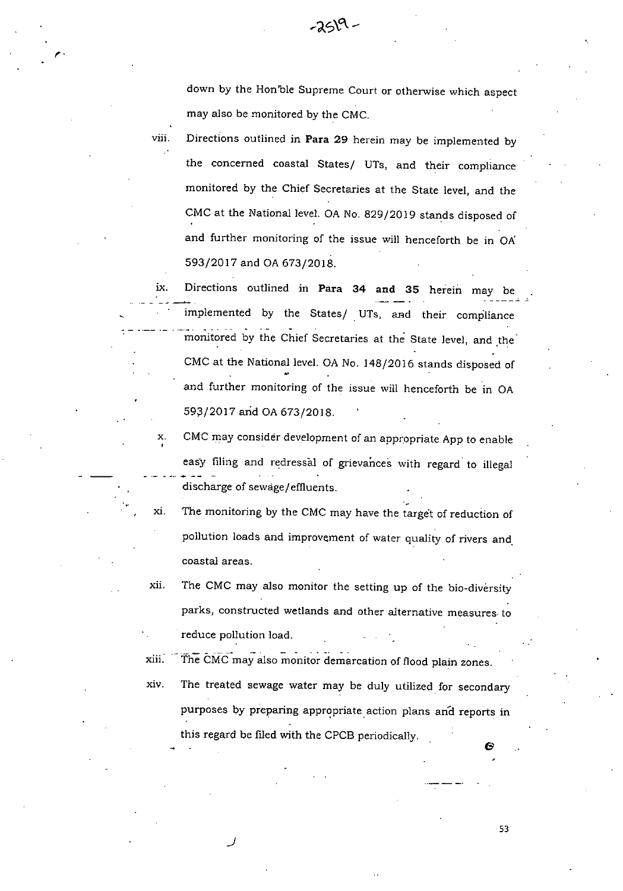down by the Hon'ble Supreme Court or otherwise which aspect may also be monitored by the CMC.

viii. Directions outlined in **Para 29** herein may be implemented by the concerned coastal States/ UTs, and their compliance monitored by the Chief Secretaries at the State level, and the CMC at the National level. OA No. 829/2019 stands disposed of and further monitoring of the issue will henceforth be in OA 593/2017 and OA 673/2018.

ix. Directions outlined in **Para 34 and 35** herein may be implemented by the States/ UTs, and their compliance monitored by the Chief Secretaries at the State level, and the CMC at the National level. OA No. 148/2016 stands disposed of and further monitoring of the issue will henceforth be in OA 593/2017 and OA 673/2018.

x. CMC may consider development of an appropriate App to enable easy filing and redressal of grievances with regard to illegal discharge of sewage/effluents.

xi. The monitoring by the CMC may have the target of reduction of pollution loads and improvement of water quality of rivers and coastal areas.

xii. The CMC may also monitor the setting up of the bio-diversity parks, constructed wetlands and other alternative measures to reduce pollution load.

xiii. The CMC may also monitor demarcation of flood plain zones.

xiv. The treated sewage water may be duly utilized for secondary purposes by preparing appropriate action plans and reports in this regard be filed with the CPCB periodically.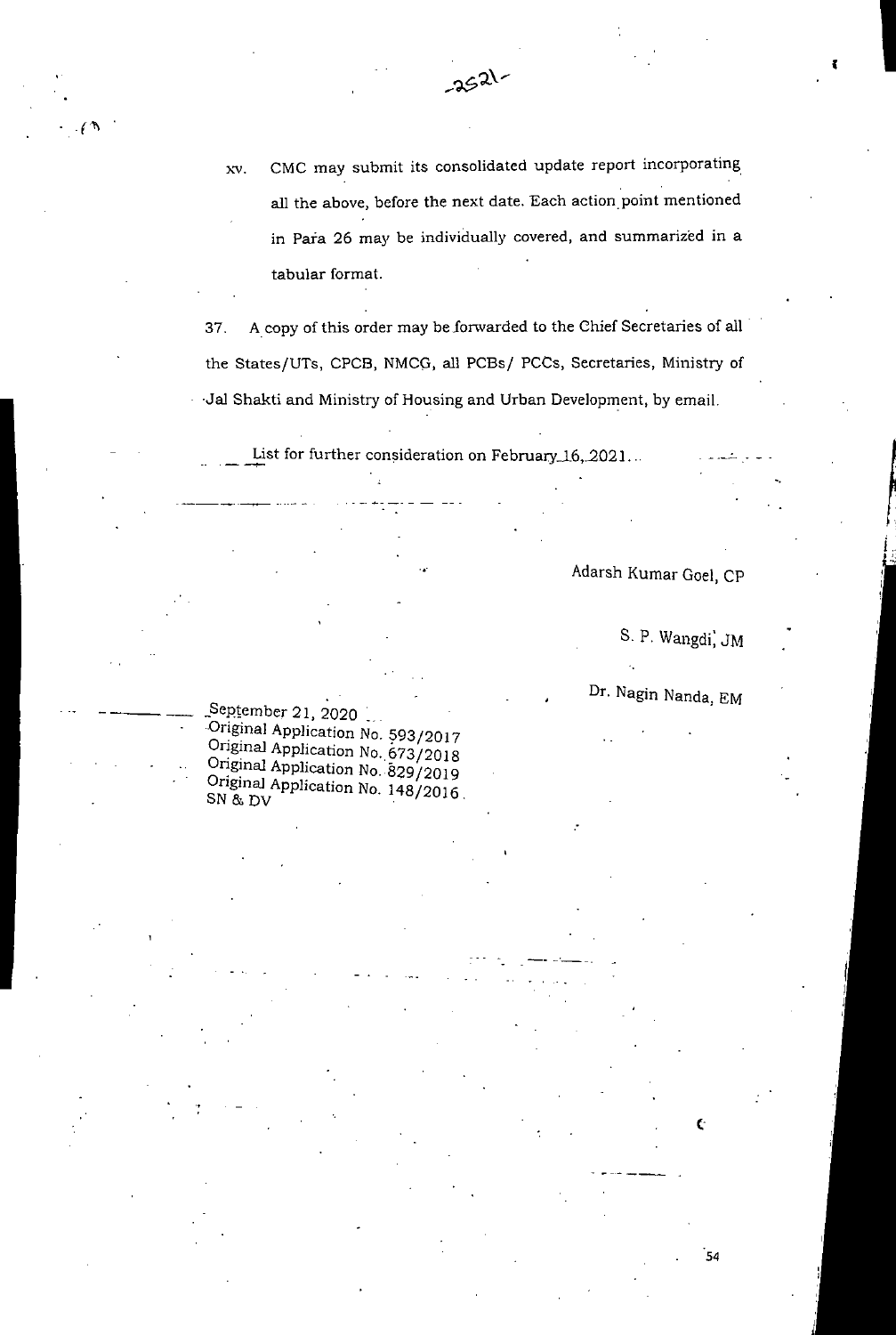xv. CMC may submit its consolidated update report incorporating all the above, before the next date. Each action point mentioned in Para 26 may be individually covered, and summarized in a tabular format.

37. A copy of this order may be forwarded to the Chief Secretaries of all the States/UTs, CPCB, NMCG, all PCBs/ PCCs, Secretaries, Ministry of Jal Shakti and Ministry of Housing and Urban Development, by email.

List for further consideration on February 16, 2021.

Adarsh Kumar Goel, CP

S. P. Wangdi, JM

Dr. Nagin Nanda, EM

September 21, 2020
Original Application No. 593/2017
Original Application No. 673/2018
Original Application No. 829/2019
Original Application No. 148/2016
SN & DV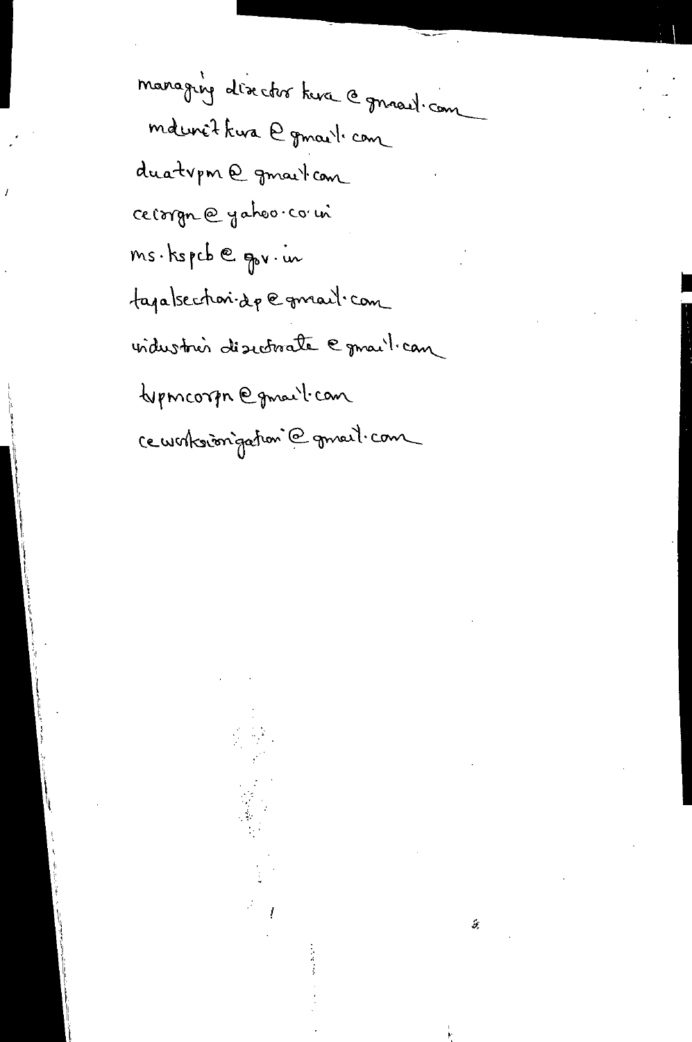managingdirectorkwa@gmail.com

mdunitkwa@gmail.com

duatvpm@gmail.com

cecorpn@yahoo.co.in

ms.kspcb@gov.in

tapalsection.dp@gmail.com

industriesdirectorate@gmail.com

tvpmcorpn@gmail.com

ceworksirrigation@gmail.com